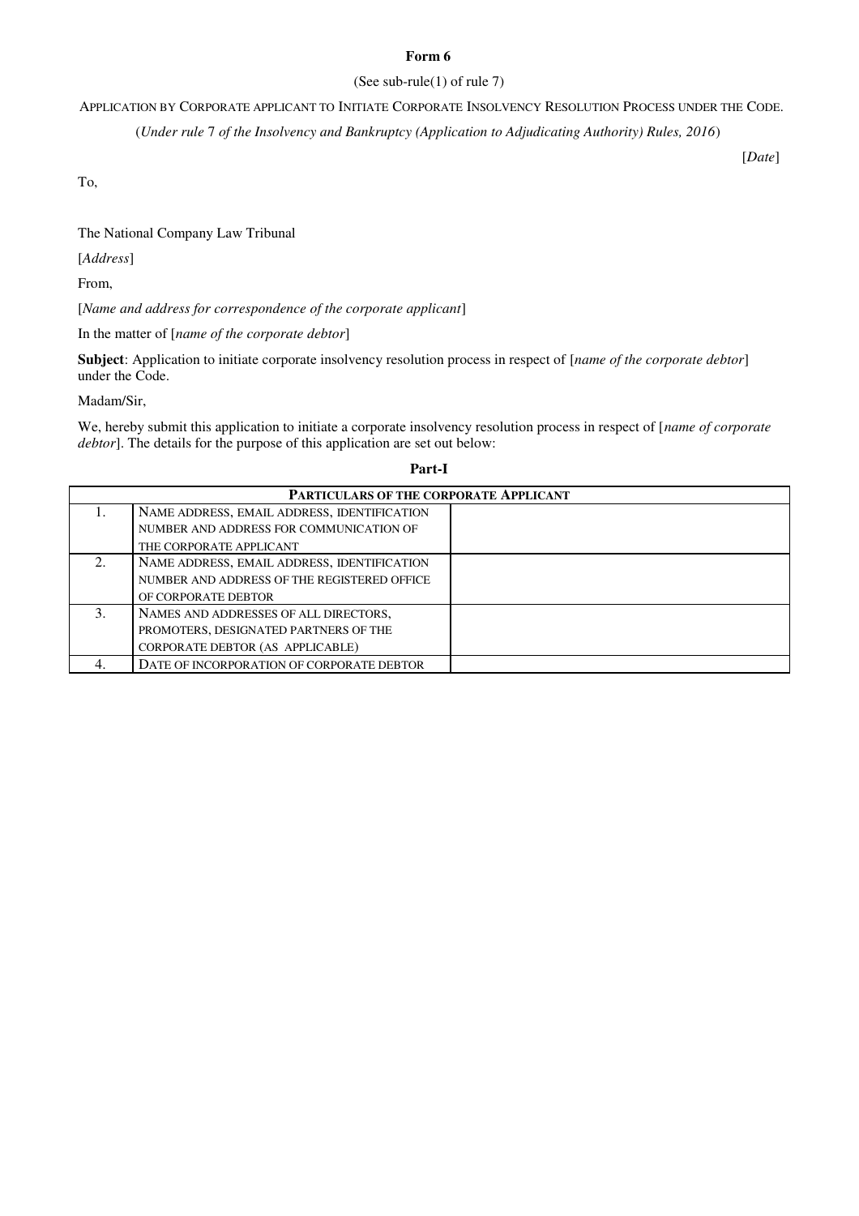**Form 6**

(See sub-rule(1) of rule 7)

APPLICATION BY CORPORATE APPLICANT TO INITIATE CORPORATE INSOLVENCY RESOLUTION PROCESS UNDER THE CODE.

(*Under rule* 7 *of the Insolvency and Bankruptcy (Application to Adjudicating Authority) Rules, 2016*)

[*Date*]

To,

The National Company Law Tribunal

[*Address*]

From,

[*Name and address for correspondence of the corporate applicant*]

In the matter of [*name of the corporate debtor*]

**Subject**: Application to initiate corporate insolvency resolution process in respect of [*name of the corporate debtor*] under the Code.

Madam/Sir,

We, hereby submit this application to initiate a corporate insolvency resolution process in respect of [*name of corporate debtor*]. The details for the purpose of this application are set out below:

**Part-I**

| PARTICULARS OF THE CORPORATE APPLICANT | | |
|---|---|---|
| 1. | NAME ADDRESS, EMAIL ADDRESS, IDENTIFICATION NUMBER AND ADDRESS FOR COMMUNICATION OF THE CORPORATE APPLICANT | |
| 2. | NAME ADDRESS, EMAIL ADDRESS, IDENTIFICATION NUMBER AND ADDRESS OF THE REGISTERED OFFICE OF CORPORATE DEBTOR | |
| 3. | NAMES AND ADDRESSES OF ALL DIRECTORS, PROMOTERS, DESIGNATED PARTNERS OF THE CORPORATE DEBTOR (AS APPLICABLE) | |
| 4. | DATE OF INCORPORATION OF CORPORATE DEBTOR | |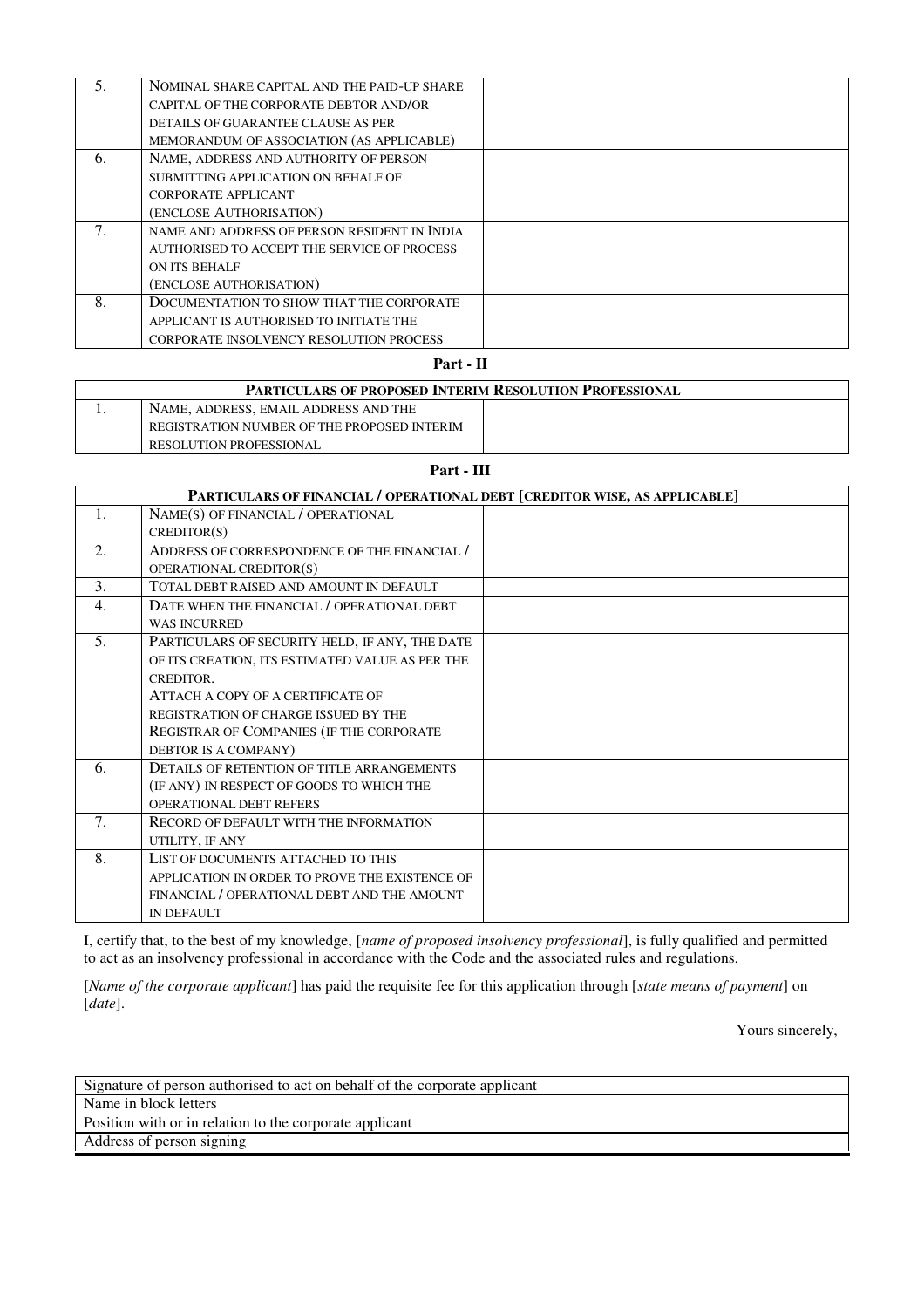| | | |
|---|---|---|
| 5. | NOMINAL SHARE CAPITAL AND THE PAID-UP SHARE CAPITAL OF THE CORPORATE DEBTOR AND/OR DETAILS OF GUARANTEE CLAUSE AS PER MEMORANDUM OF ASSOCIATION (AS APPLICABLE) | |
| 6. | NAME, ADDRESS AND AUTHORITY OF PERSON SUBMITTING APPLICATION ON BEHALF OF CORPORATE APPLICANT (ENCLOSE AUTHORISATION) | |
| 7. | NAME AND ADDRESS OF PERSON RESIDENT IN INDIA AUTHORISED TO ACCEPT THE SERVICE OF PROCESS ON ITS BEHALF (ENCLOSE AUTHORISATION) | |
| 8. | DOCUMENTATION TO SHOW THAT THE CORPORATE APPLICANT IS AUTHORISED TO INITIATE THE CORPORATE INSOLVENCY RESOLUTION PROCESS | |

**Part - II**

| PARTICULARS OF PROPOSED INTERIM RESOLUTION PROFESSIONAL | | |
|---|---|---|
| 1. | NAME, ADDRESS, EMAIL ADDRESS AND THE REGISTRATION NUMBER OF THE PROPOSED INTERIM RESOLUTION PROFESSIONAL | |

**Part - III**

| PARTICULARS OF FINANCIAL / OPERATIONAL DEBT [CREDITOR WISE, AS APPLICABLE] | | |
|---|---|---|
| 1. | NAME(S) OF FINANCIAL / OPERATIONAL CREDITOR(S) | |
| 2. | ADDRESS OF CORRESPONDENCE OF THE FINANCIAL / OPERATIONAL CREDITOR(S) | |
| 3. | TOTAL DEBT RAISED AND AMOUNT IN DEFAULT | |
| 4. | DATE WHEN THE FINANCIAL / OPERATIONAL DEBT WAS INCURRED | |
| 5. | PARTICULARS OF SECURITY HELD, IF ANY, THE DATE OF ITS CREATION, ITS ESTIMATED VALUE AS PER THE CREDITOR. ATTACH A COPY OF A CERTIFICATE OF REGISTRATION OF CHARGE ISSUED BY THE REGISTRAR OF COMPANIES (IF THE CORPORATE DEBTOR IS A COMPANY) | |
| 6. | DETAILS OF RETENTION OF TITLE ARRANGEMENTS (IF ANY) IN RESPECT OF GOODS TO WHICH THE OPERATIONAL DEBT REFERS | |
| 7. | RECORD OF DEFAULT WITH THE INFORMATION UTILITY, IF ANY | |
| 8. | LIST OF DOCUMENTS ATTACHED TO THIS APPLICATION IN ORDER TO PROVE THE EXISTENCE OF FINANCIAL / OPERATIONAL DEBT AND THE AMOUNT IN DEFAULT | |

I, certify that, to the best of my knowledge, [*name of proposed insolvency professional*], is fully qualified and permitted to act as an insolvency professional in accordance with the Code and the associated rules and regulations.

[*Name of the corporate applicant*] has paid the requisite fee for this application through [*state means of payment*] on [*date*].

Yours sincerely,

| Signature of person authorised to act on behalf of the corporate applicant |
|---|
| Name in block letters |
| Position with or in relation to the corporate applicant |
| Address of person signing |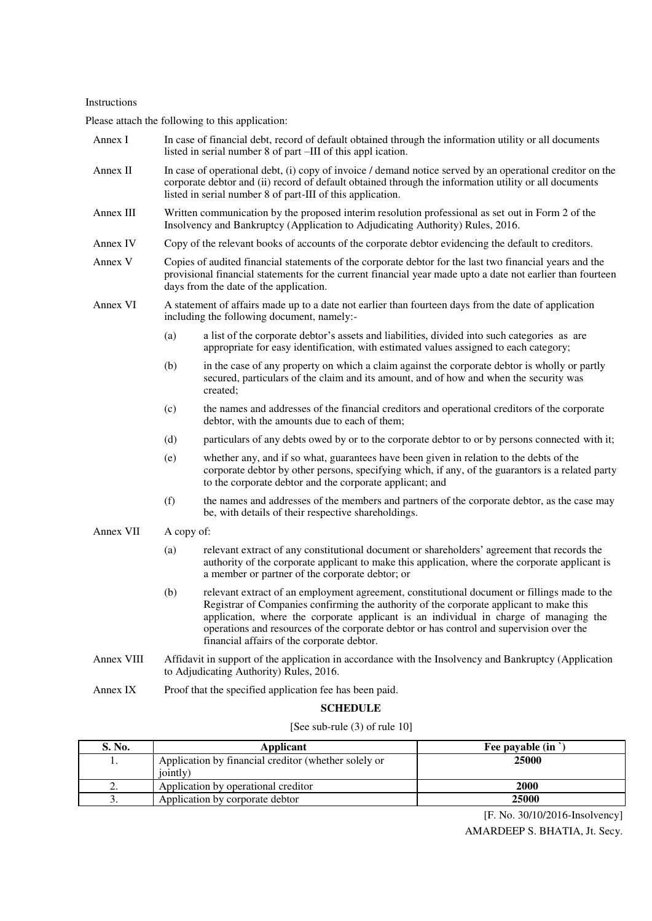Instructions

Please attach the following to this application:

Annex I — In case of financial debt, record of default obtained through the information utility or all documents listed in serial number 8 of part –III of this appl ication.

Annex II — In case of operational debt, (i) copy of invoice / demand notice served by an operational creditor on the corporate debtor and (ii) record of default obtained through the information utility or all documents listed in serial number 8 of part-III of this application.

Annex III — Written communication by the proposed interim resolution professional as set out in Form 2 of the Insolvency and Bankruptcy (Application to Adjudicating Authority) Rules, 2016.

Annex IV — Copy of the relevant books of accounts of the corporate debtor evidencing the default to creditors.

Annex V — Copies of audited financial statements of the corporate debtor for the last two financial years and the provisional financial statements for the current financial year made upto a date not earlier than fourteen days from the date of the application.

Annex VI — A statement of affairs made up to a date not earlier than fourteen days from the date of application including the following document, namely:-

- (a) a list of the corporate debtor's assets and liabilities, divided into such categories as are appropriate for easy identification, with estimated values assigned to each category;
- (b) in the case of any property on which a claim against the corporate debtor is wholly or partly secured, particulars of the claim and its amount, and of how and when the security was created;
- (c) the names and addresses of the financial creditors and operational creditors of the corporate debtor, with the amounts due to each of them;
- (d) particulars of any debts owed by or to the corporate debtor to or by persons connected with it;
- (e) whether any, and if so what, guarantees have been given in relation to the debts of the corporate debtor by other persons, specifying which, if any, of the guarantors is a related party to the corporate debtor and the corporate applicant; and
- (f) the names and addresses of the members and partners of the corporate debtor, as the case may be, with details of their respective shareholdings.

Annex VII — A copy of:

- (a) relevant extract of any constitutional document or shareholders' agreement that records the authority of the corporate applicant to make this application, where the corporate applicant is a member or partner of the corporate debtor; or
- (b) relevant extract of an employment agreement, constitutional document or fillings made to the Registrar of Companies confirming the authority of the corporate applicant to make this application, where the corporate applicant is an individual in charge of managing the operations and resources of the corporate debtor or has control and supervision over the financial affairs of the corporate debtor.

Annex VIII — Affidavit in support of the application in accordance with the Insolvency and Bankruptcy (Application to Adjudicating Authority) Rules, 2016.

Annex IX — Proof that the specified application fee has been paid.

## SCHEDULE

[See sub-rule (3) of rule 10]

| S. No. | Applicant | Fee payable (in `) |
|---|---|---|
| 1. | Application by financial creditor (whether solely or jointly) | **25000** |
| 2. | Application by operational creditor | **2000** |
| 3. | Application by corporate debtor | **25000** |

[F. No. 30/10/2016-Insolvency]

AMARDEEP S. BHATIA, Jt. Secy.